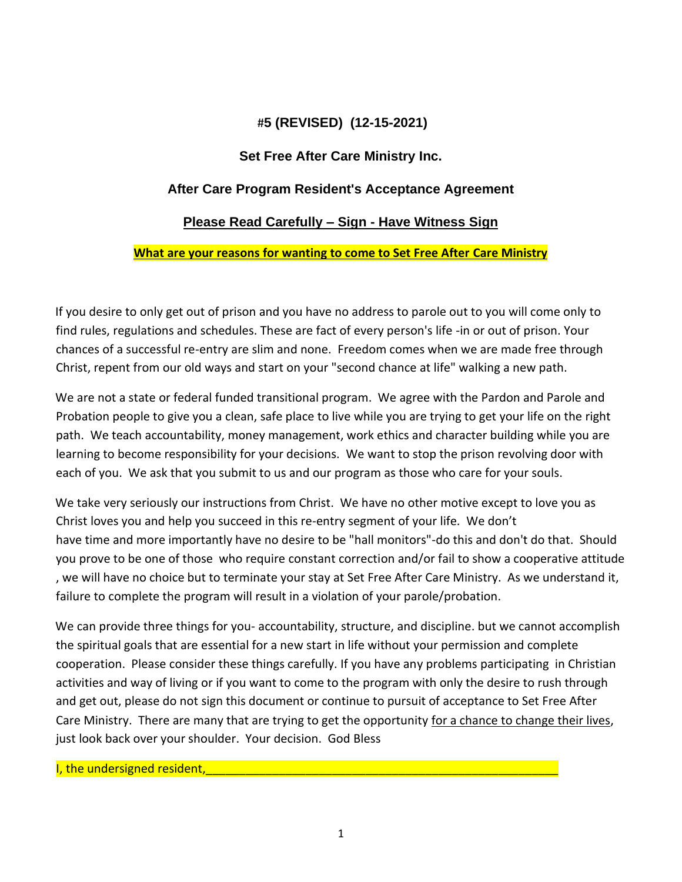**#5 (REVISED) (12-15-2021)**

**Set Free After Care Ministry Inc.**

**After Care Program Resident's Acceptance Agreement**

**Please Read Carefully – Sign - Have Witness Sign**

**What are your reasons for wanting to come to Set Free After Care Ministry**

If you desire to only get out of prison and you have no address to parole out to you will come only to find rules, regulations and schedules. These are fact of every person's life -in or out of prison. Your chances of a successful re-entry are slim and none. Freedom comes when we are made free through Christ, repent from our old ways and start on your "second chance at life" walking a new path.

We are not a state or federal funded transitional program. We agree with the Pardon and Parole and Probation people to give you a clean, safe place to live while you are trying to get your life on the right path. We teach accountability, money management, work ethics and character building while you are learning to become responsibility for your decisions. We want to stop the prison revolving door with each of you. We ask that you submit to us and our program as those who care for your souls.

We take very seriously our instructions from Christ. We have no other motive except to love you as Christ loves you and help you succeed in this re-entry segment of your life. We don't have time and more importantly have no desire to be "hall monitors"-do this and don't do that. Should you prove to be one of those who require constant correction and/or fail to show a cooperative attitude , we will have no choice but to terminate your stay at Set Free After Care Ministry. As we understand it, failure to complete the program will result in a violation of your parole/probation.

We can provide three things for you- accountability, structure, and discipline. but we cannot accomplish the spiritual goals that are essential for a new start in life without your permission and complete cooperation. Please consider these things carefully. If you have any problems participating in Christian activities and way of living or if you want to come to the program with only the desire to rush through and get out, please do not sign this document or continue to pursuit of acceptance to Set Free After Care Ministry. There are many that are trying to get the opportunity for a chance to change their lives, just look back over your shoulder. Your decision. God Bless

I, the undersigned resident,_______________________________________________________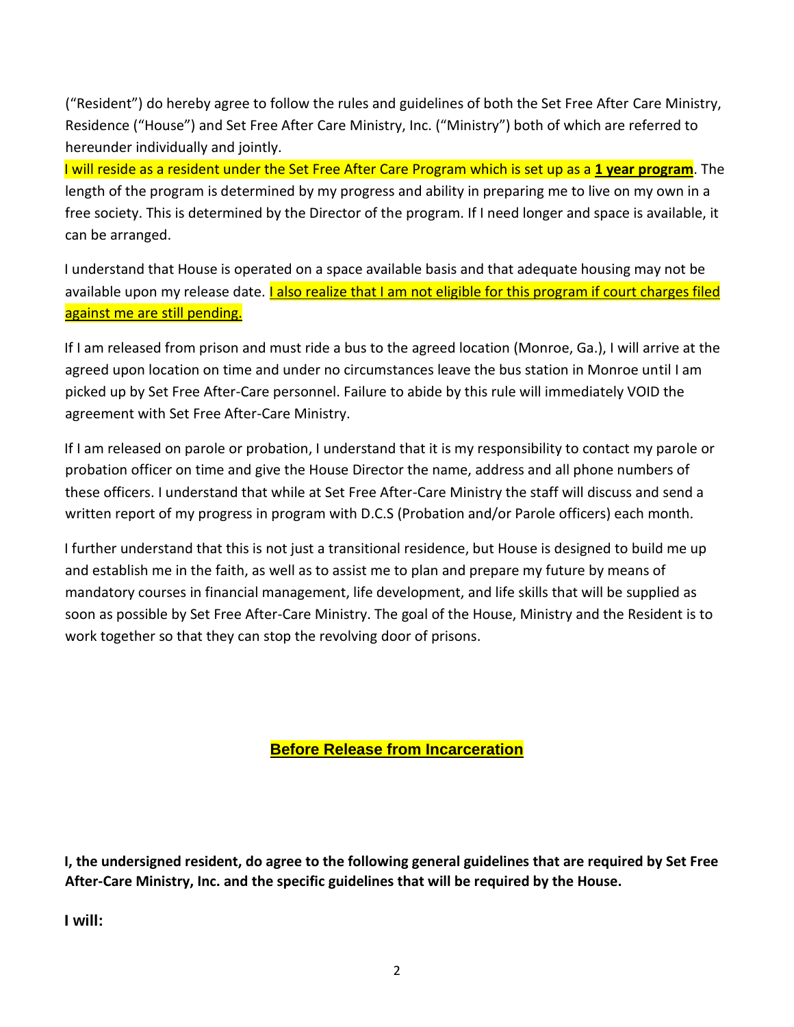("Resident") do hereby agree to follow the rules and guidelines of both the Set Free After Care Ministry, Residence ("House") and Set Free After Care Ministry, Inc. ("Ministry") both of which are referred to hereunder individually and jointly.

I will reside as a resident under the Set Free After Care Program which is set up as a **1 year program**. The length of the program is determined by my progress and ability in preparing me to live on my own in a free society. This is determined by the Director of the program. If I need longer and space is available, it can be arranged.

I understand that House is operated on a space available basis and that adequate housing may not be available upon my release date. I also realize that I am not eligible for this program if court charges filed against me are still pending.

If I am released from prison and must ride a bus to the agreed location (Monroe, Ga.), I will arrive at the agreed upon location on time and under no circumstances leave the bus station in Monroe until I am picked up by Set Free After-Care personnel. Failure to abide by this rule will immediately VOID the agreement with Set Free After-Care Ministry.

If I am released on parole or probation, I understand that it is my responsibility to contact my parole or probation officer on time and give the House Director the name, address and all phone numbers of these officers. I understand that while at Set Free After-Care Ministry the staff will discuss and send a written report of my progress in program with D.C.S (Probation and/or Parole officers) each month.

I further understand that this is not just a transitional residence, but House is designed to build me up and establish me in the faith, as well as to assist me to plan and prepare my future by means of mandatory courses in financial management, life development, and life skills that will be supplied as soon as possible by Set Free After-Care Ministry. The goal of the House, Ministry and the Resident is to work together so that they can stop the revolving door of prisons.

## Before Release from Incarceration

**I, the undersigned resident, do agree to the following general guidelines that are required by Set Free After-Care Ministry, Inc. and the specific guidelines that will be required by the House.**

**I will:**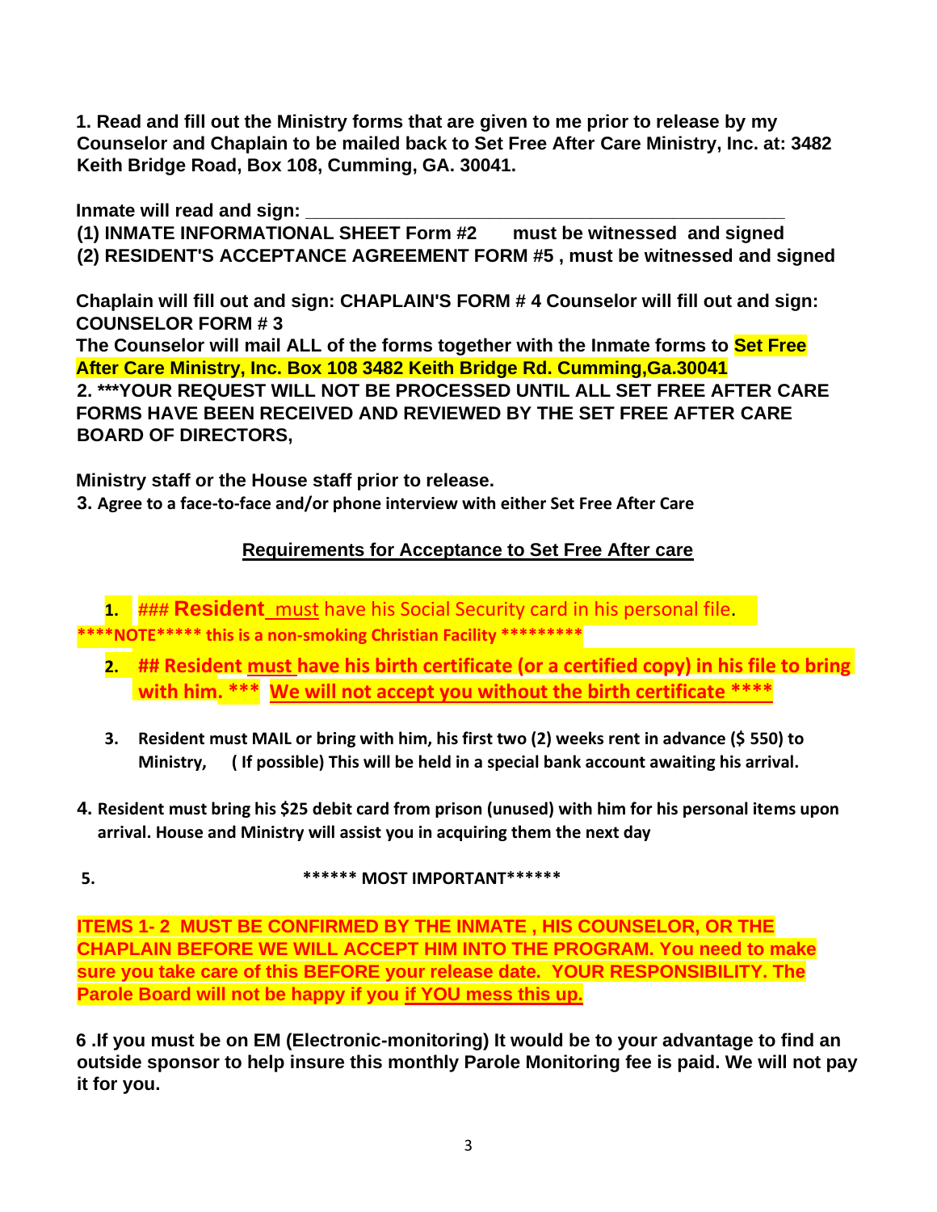**1. Read and fill out the Ministry forms that are given to me prior to release by my Counselor and Chaplain to be mailed back to Set Free After Care Ministry, Inc. at: 3482 Keith Bridge Road, Box 108, Cumming, GA. 30041.**

**Inmate will read and sign: ______________________________________________**

**(1) INMATE INFORMATIONAL SHEET Form #2 must be witnessed and signed**

**(2) RESIDENT'S ACCEPTANCE AGREEMENT FORM #5 , must be witnessed and signed**

**Chaplain will fill out and sign: CHAPLAIN'S FORM # 4 Counselor will fill out and sign: COUNSELOR FORM # 3**

**The Counselor will mail ALL of the forms together with the Inmate forms to Set Free After Care Ministry, Inc. Box 108 3482 Keith Bridge Rd. Cumming,Ga.30041**

**2. ***YOUR REQUEST WILL NOT BE PROCESSED UNTIL ALL SET FREE AFTER CARE FORMS HAVE BEEN RECEIVED AND REVIEWED BY THE SET FREE AFTER CARE BOARD OF DIRECTORS,**

**Ministry staff or the House staff prior to release.**

**3. Agree to a face-to-face and/or phone interview with either Set Free After Care**

## Requirements for Acceptance to Set Free After care

1. ### **Resident** must have his Social Security card in his personal file.

*****NOTE****** this is a non-smoking Christian Facility ***********

2. **## Resident must have his birth certificate (or a certified copy) in his file to bring with him. \*\*\* We will not accept you without the birth certificate \*\*\*\***

3. **Resident must MAIL or bring with him, his first two (2) weeks rent in advance ($ 550) to Ministry, ( If possible) This will be held in a special bank account awaiting his arrival.**

4. **Resident must bring his $25 debit card from prison (unused) with him for his personal items upon arrival. House and Ministry will assist you in acquiring them the next day**

5. **\*\*\*\*\*\* MOST IMPORTANT\*\*\*\*\*\***

**ITEMS 1- 2 MUST BE CONFIRMED BY THE INMATE , HIS COUNSELOR, OR THE CHAPLAIN BEFORE WE WILL ACCEPT HIM INTO THE PROGRAM. You need to make sure you take care of this BEFORE your release date. YOUR RESPONSIBILITY. The Parole Board will not be happy if you if YOU mess this up.**

**6 .If you must be on EM (Electronic-monitoring) It would be to your advantage to find an outside sponsor to help insure this monthly Parole Monitoring fee is paid. We will not pay it for you.**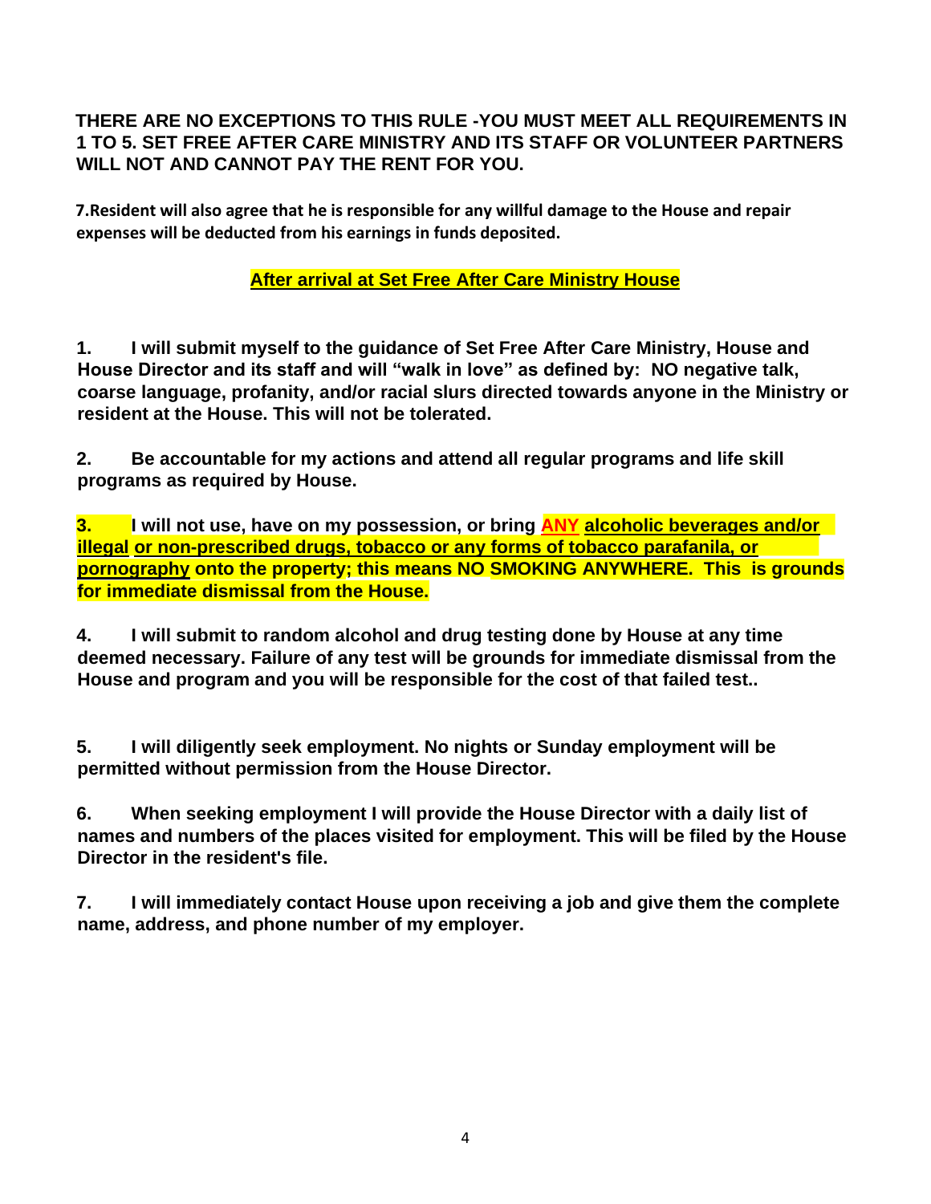**THERE ARE NO EXCEPTIONS TO THIS RULE -YOU MUST MEET ALL REQUIREMENTS IN 1 TO 5. SET FREE AFTER CARE MINISTRY AND ITS STAFF OR VOLUNTEER PARTNERS WILL NOT AND CANNOT PAY THE RENT FOR YOU.**

**7.Resident will also agree that he is responsible for any willful damage to the House and repair expenses will be deducted from his earnings in funds deposited.**

## After arrival at Set Free After Care Ministry House

**1. I will submit myself to the guidance of Set Free After Care Ministry, House and House Director and its staff and will "walk in love" as defined by: NO negative talk, coarse language, profanity, and/or racial slurs directed towards anyone in the Ministry or resident at the House. This will not be tolerated.**

**2. Be accountable for my actions and attend all regular programs and life skill programs as required by House.**

**3. I will not use, have on my possession, or bring ANY alcoholic beverages and/or illegal or non-prescribed drugs, tobacco or any forms of tobacco parafanila, or pornography onto the property; this means NO SMOKING ANYWHERE. This is grounds for immediate dismissal from the House.**

**4. I will submit to random alcohol and drug testing done by House at any time deemed necessary. Failure of any test will be grounds for immediate dismissal from the House and program and you will be responsible for the cost of that failed test..**

**5. I will diligently seek employment. No nights or Sunday employment will be permitted without permission from the House Director.**

**6. When seeking employment I will provide the House Director with a daily list of names and numbers of the places visited for employment. This will be filed by the House Director in the resident's file.**

**7. I will immediately contact House upon receiving a job and give them the complete name, address, and phone number of my employer.**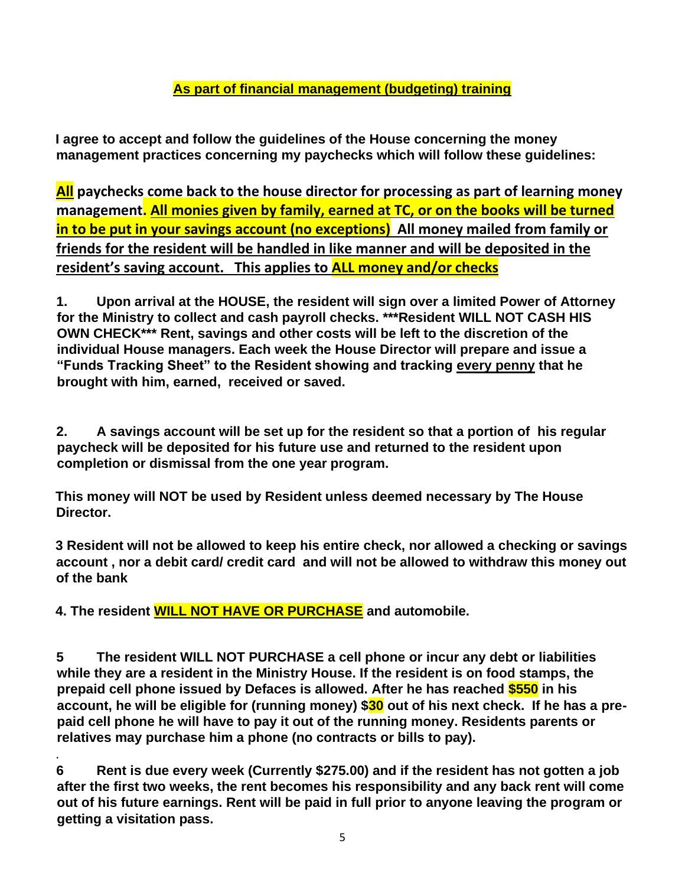**As part of financial management (budgeting) training**

**I agree to accept and follow the guidelines of the House concerning the money management practices concerning my paychecks which will follow these guidelines:**

**All paychecks come back to the house director for processing as part of learning money management. All monies given by family, earned at TC, or on the books will be turned in to be put in your savings account (no exceptions) All money mailed from family or friends for the resident will be handled in like manner and will be deposited in the resident's saving account. This applies to ALL money and/or checks**

**1. Upon arrival at the HOUSE, the resident will sign over a limited Power of Attorney for the Ministry to collect and cash payroll checks. ***Resident WILL NOT CASH HIS OWN CHECK*** Rent, savings and other costs will be left to the discretion of the individual House managers. Each week the House Director will prepare and issue a "Funds Tracking Sheet" to the Resident showing and tracking every penny that he brought with him, earned, received or saved.**

**2. A savings account will be set up for the resident so that a portion of his regular paycheck will be deposited for his future use and returned to the resident upon completion or dismissal from the one year program.**

**This money will NOT be used by Resident unless deemed necessary by The House Director.**

**3 Resident will not be allowed to keep his entire check, nor allowed a checking or savings account , nor a debit card/ credit card and will not be allowed to withdraw this money out of the bank**

**4. The resident WILL NOT HAVE OR PURCHASE and automobile.**

**5 The resident WILL NOT PURCHASE a cell phone or incur any debt or liabilities while they are a resident in the Ministry House. If the resident is on food stamps, the prepaid cell phone issued by Defaces is allowed. After he has reached $550 in his account, he will be eligible for (running money) $30 out of his next check. If he has a pre-paid cell phone he will have to pay it out of the running money. Residents parents or relatives may purchase him a phone (no contracts or bills to pay).**

**6 Rent is due every week (Currently $275.00) and if the resident has not gotten a job after the first two weeks, the rent becomes his responsibility and any back rent will come out of his future earnings. Rent will be paid in full prior to anyone leaving the program or getting a visitation pass.**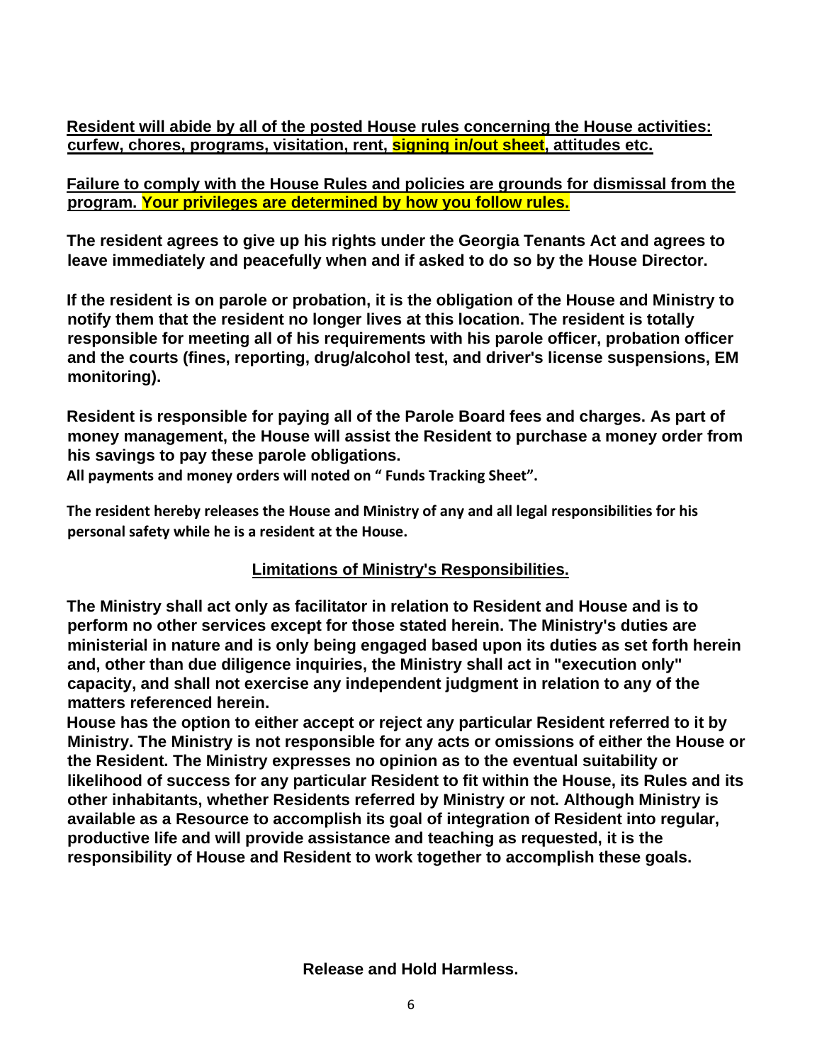**Resident will abide by all of the posted House rules concerning the House activities: curfew, chores, programs, visitation, rent, signing in/out sheet, attitudes etc.**

**Failure to comply with the House Rules and policies are grounds for dismissal from the program. Your privileges are determined by how you follow rules.**

**The resident agrees to give up his rights under the Georgia Tenants Act and agrees to leave immediately and peacefully when and if asked to do so by the House Director.**

**If the resident is on parole or probation, it is the obligation of the House and Ministry to notify them that the resident no longer lives at this location. The resident is totally responsible for meeting all of his requirements with his parole officer, probation officer and the courts (fines, reporting, drug/alcohol test, and driver's license suspensions, EM monitoring).**

**Resident is responsible for paying all of the Parole Board fees and charges. As part of money management, the House will assist the Resident to purchase a money order from his savings to pay these parole obligations.**
**All payments and money orders will noted on " Funds Tracking Sheet".**

**The resident hereby releases the House and Ministry of any and all legal responsibilities for his personal safety while he is a resident at the House.**

## Limitations of Ministry's Responsibilities.

**The Ministry shall act only as facilitator in relation to Resident and House and is to perform no other services except for those stated herein. The Ministry's duties are ministerial in nature and is only being engaged based upon its duties as set forth herein and, other than due diligence inquiries, the Ministry shall act in "execution only" capacity, and shall not exercise any independent judgment in relation to any of the matters referenced herein.**
**House has the option to either accept or reject any particular Resident referred to it by Ministry. The Ministry is not responsible for any acts or omissions of either the House or the Resident. The Ministry expresses no opinion as to the eventual suitability or likelihood of success for any particular Resident to fit within the House, its Rules and its other inhabitants, whether Residents referred by Ministry or not. Although Ministry is available as a Resource to accomplish its goal of integration of Resident into regular, productive life and will provide assistance and teaching as requested, it is the responsibility of House and Resident to work together to accomplish these goals.**

## Release and Hold Harmless.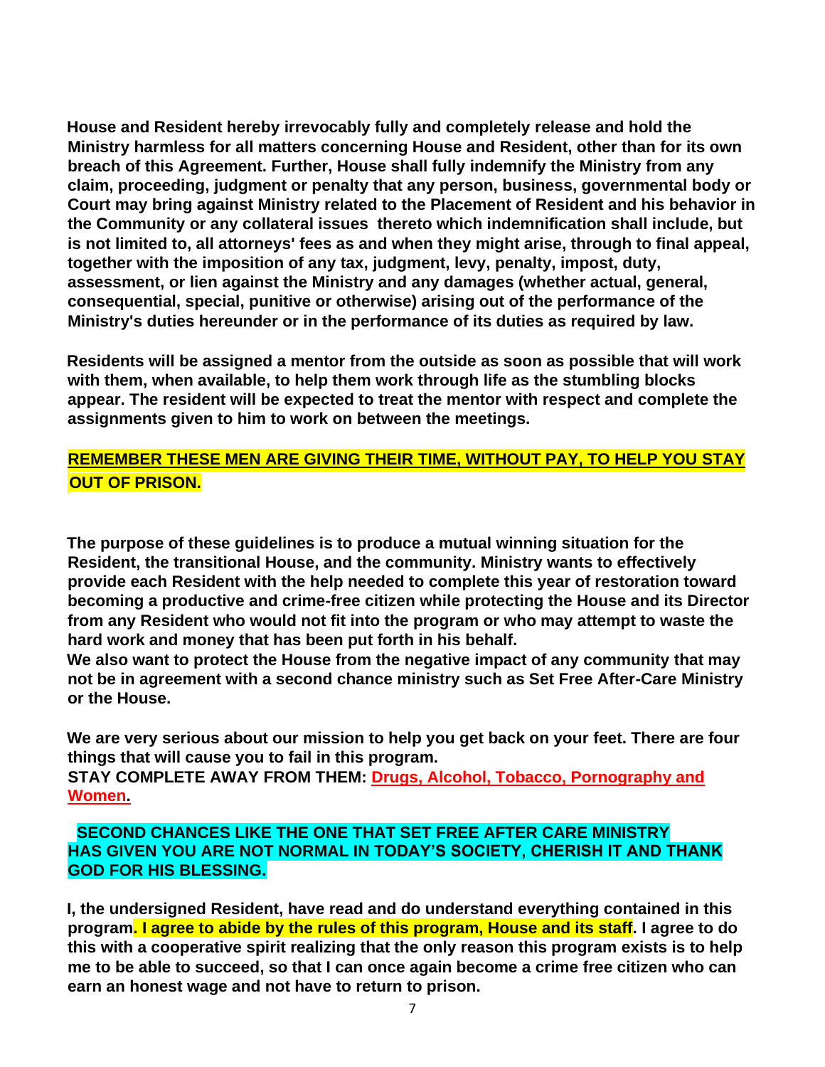**House and Resident hereby irrevocably fully and completely release and hold the Ministry harmless for all matters concerning House and Resident, other than for its own breach of this Agreement. Further, House shall fully indemnify the Ministry from any claim, proceeding, judgment or penalty that any person, business, governmental body or Court may bring against Ministry related to the Placement of Resident and his behavior in the Community or any collateral issues thereto which indemnification shall include, but is not limited to, all attorneys' fees as and when they might arise, through to final appeal, together with the imposition of any tax, judgment, levy, penalty, impost, duty, assessment, or lien against the Ministry and any damages (whether actual, general, consequential, special, punitive or otherwise) arising out of the performance of the Ministry's duties hereunder or in the performance of its duties as required by law.**

**Residents will be assigned a mentor from the outside as soon as possible that will work with them, when available, to help them work through life as the stumbling blocks appear. The resident will be expected to treat the mentor with respect and complete the assignments given to him to work on between the meetings.**

**REMEMBER THESE MEN ARE GIVING THEIR TIME, WITHOUT PAY, TO HELP YOU STAY OUT OF PRISON.**

**The purpose of these guidelines is to produce a mutual winning situation for the Resident, the transitional House, and the community. Ministry wants to effectively provide each Resident with the help needed to complete this year of restoration toward becoming a productive and crime-free citizen while protecting the House and its Director from any Resident who would not fit into the program or who may attempt to waste the hard work and money that has been put forth in his behalf.**
**We also want to protect the House from the negative impact of any community that may not be in agreement with a second chance ministry such as Set Free After-Care Ministry or the House.**

**We are very serious about our mission to help you get back on your feet. There are four things that will cause you to fail in this program.**
**STAY COMPLETE AWAY FROM THEM: Drugs, Alcohol, Tobacco, Pornography and Women.**

**SECOND CHANCES LIKE THE ONE THAT SET FREE AFTER CARE MINISTRY HAS GIVEN YOU ARE NOT NORMAL IN TODAY'S SOCIETY, CHERISH IT AND THANK GOD FOR HIS BLESSING.**

**I, the undersigned Resident, have read and do understand everything contained in this program. I agree to abide by the rules of this program, House and its staff. I agree to do this with a cooperative spirit realizing that the only reason this program exists is to help me to be able to succeed, so that I can once again become a crime free citizen who can earn an honest wage and not have to return to prison.**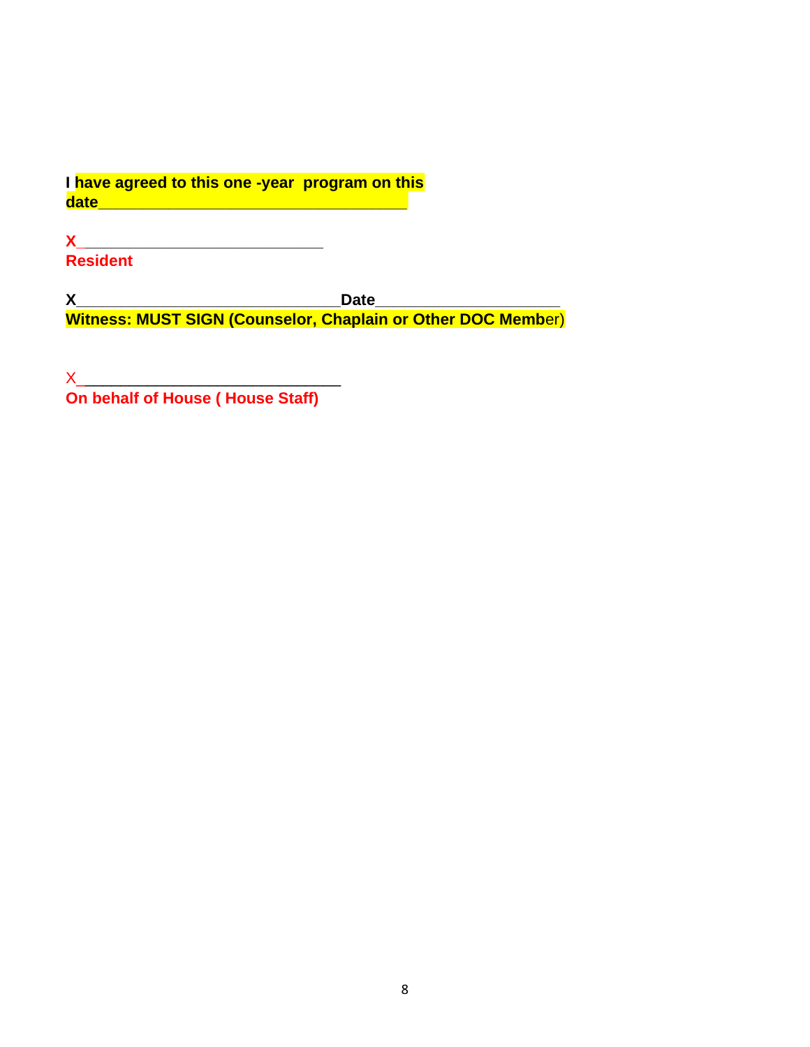**I have agreed to this one -year program on this date___________________________________**

**X___________________________**
**Resident**

**X_____________________________Date____________________**
**Witness: MUST SIGN (Counselor, Chaplain or Other DOC Member)**

X_____________________________
**On behalf of House ( House Staff)**